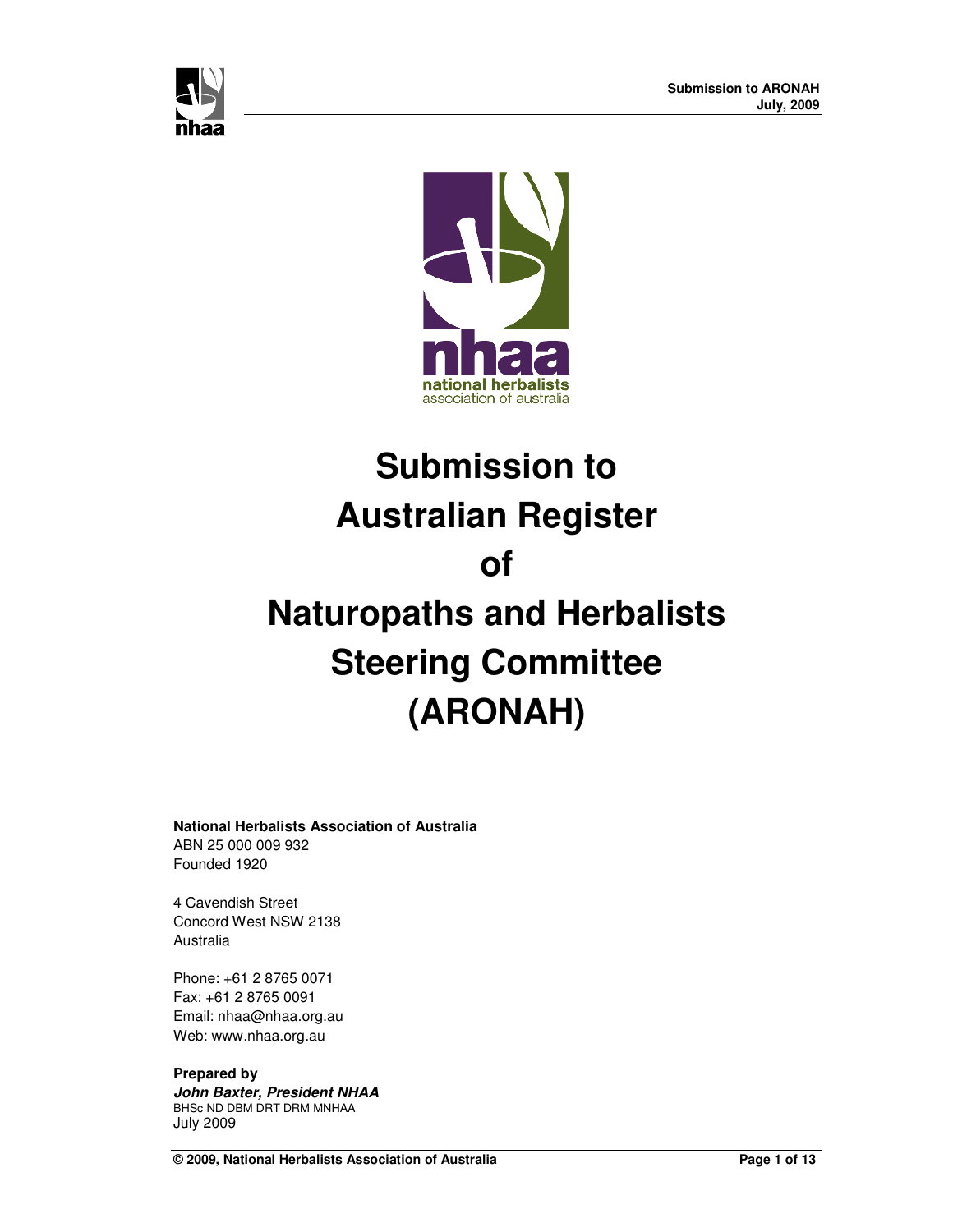# Submission to Australian Register of Naturopaths and Herbalists Steering Committee (ARONAH)

**National Herbalists Association of Australia**
ABN 25 000 009 932
Founded 1920

4 Cavendish Street
Concord West NSW 2138
Australia

Phone: +61 2 8765 0071
Fax: +61 2 8765 0091
Email: nhaa@nhaa.org.au
Web: www.nhaa.org.au

**Prepared by**
***John Baxter, President NHAA***
BHSc ND DBM DRT DRM MNHAA
July 2009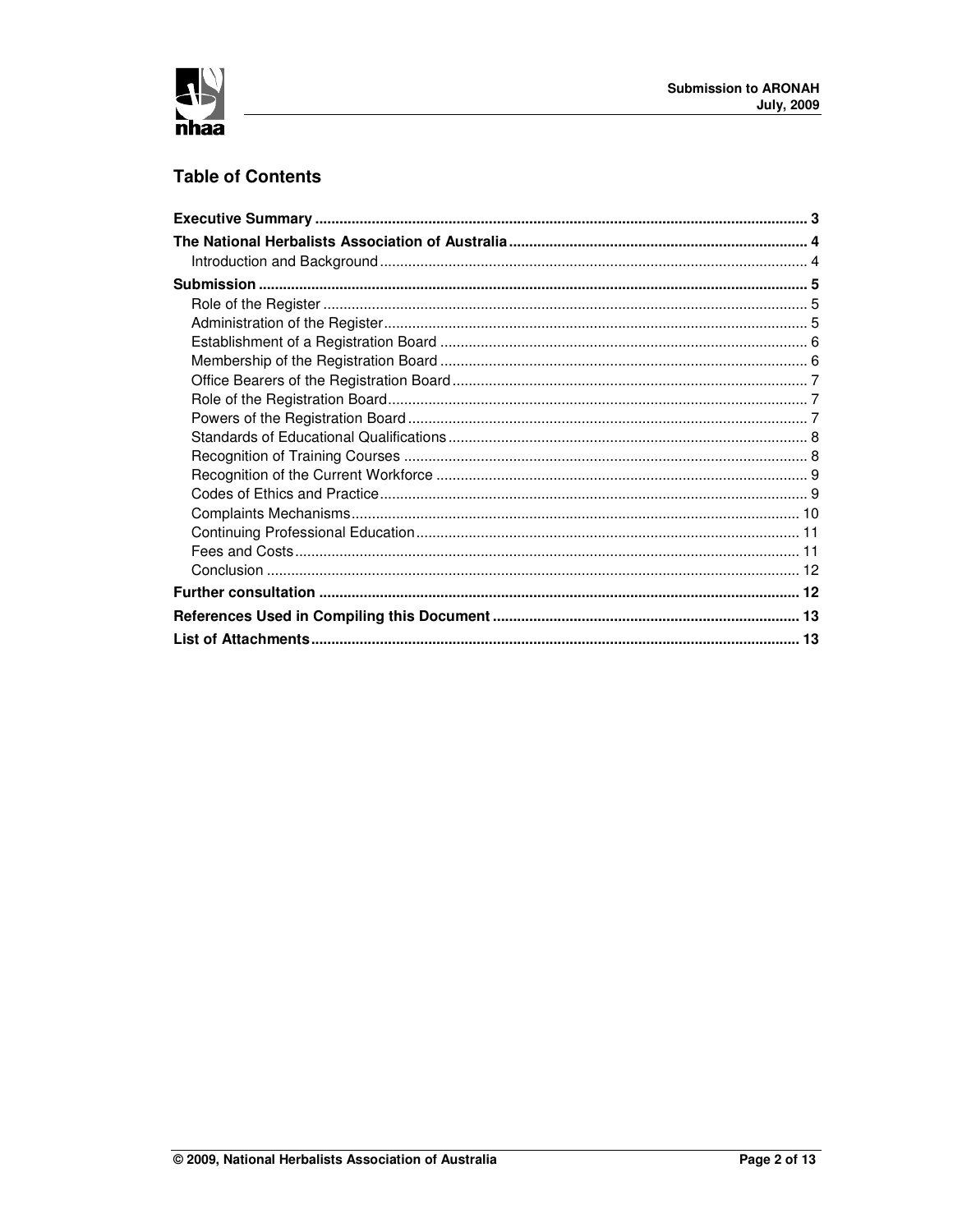## Table of Contents

| | |
|---|---|
| **Executive Summary** | **3** |
| **The National Herbalists Association of Australia** | **4** |
| Introduction and Background | 4 |
| **Submission** | **5** |
| Role of the Register | 5 |
| Administration of the Register | 5 |
| Establishment of a Registration Board | 6 |
| Membership of the Registration Board | 6 |
| Office Bearers of the Registration Board | 7 |
| Role of the Registration Board | 7 |
| Powers of the Registration Board | 7 |
| Standards of Educational Qualifications | 8 |
| Recognition of Training Courses | 8 |
| Recognition of the Current Workforce | 9 |
| Codes of Ethics and Practice | 9 |
| Complaints Mechanisms | 10 |
| Continuing Professional Education | 11 |
| Fees and Costs | 11 |
| Conclusion | 12 |
| **Further consultation** | **12** |
| **References Used in Compiling this Document** | **13** |
| **List of Attachments** | **13** |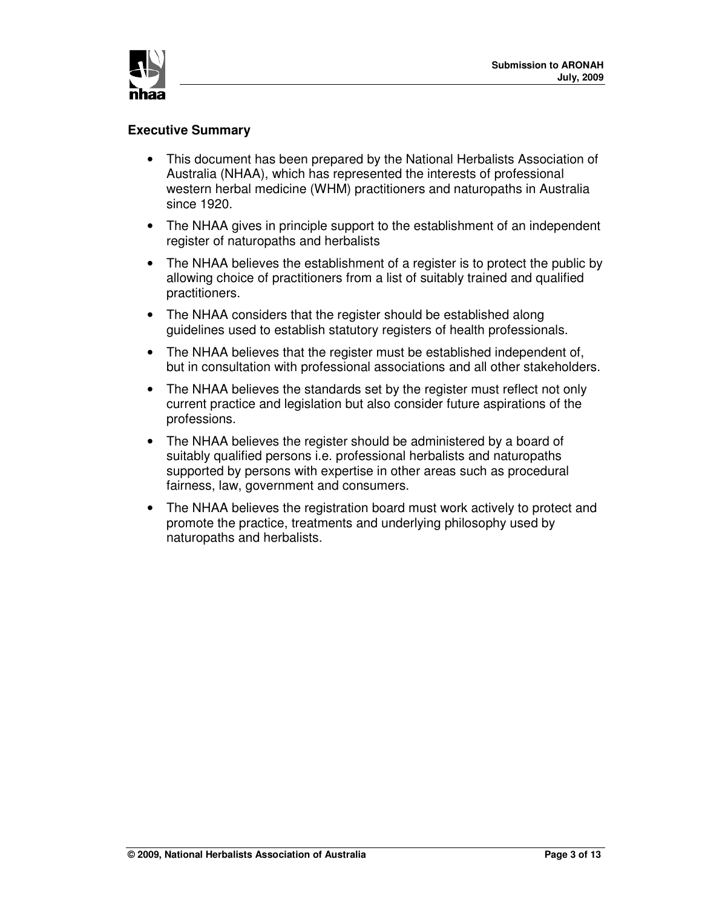## Executive Summary

- This document has been prepared by the National Herbalists Association of Australia (NHAA), which has represented the interests of professional western herbal medicine (WHM) practitioners and naturopaths in Australia since 1920.
- The NHAA gives in principle support to the establishment of an independent register of naturopaths and herbalists
- The NHAA believes the establishment of a register is to protect the public by allowing choice of practitioners from a list of suitably trained and qualified practitioners.
- The NHAA considers that the register should be established along guidelines used to establish statutory registers of health professionals.
- The NHAA believes that the register must be established independent of, but in consultation with professional associations and all other stakeholders.
- The NHAA believes the standards set by the register must reflect not only current practice and legislation but also consider future aspirations of the professions.
- The NHAA believes the register should be administered by a board of suitably qualified persons i.e. professional herbalists and naturopaths supported by persons with expertise in other areas such as procedural fairness, law, government and consumers.
- The NHAA believes the registration board must work actively to protect and promote the practice, treatments and underlying philosophy used by naturopaths and herbalists.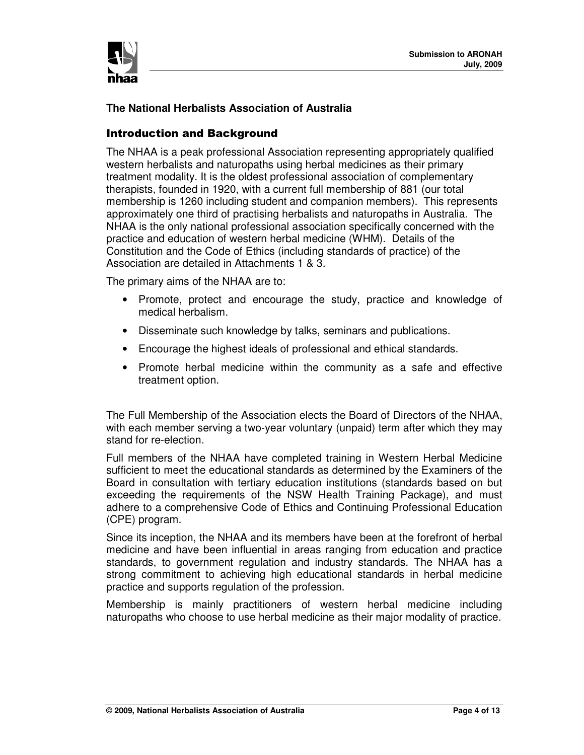## The National Herbalists Association of Australia

### Introduction and Background

The NHAA is a peak professional Association representing appropriately qualified western herbalists and naturopaths using herbal medicines as their primary treatment modality. It is the oldest professional association of complementary therapists, founded in 1920, with a current full membership of 881 (our total membership is 1260 including student and companion members). This represents approximately one third of practising herbalists and naturopaths in Australia. The NHAA is the only national professional association specifically concerned with the practice and education of western herbal medicine (WHM). Details of the Constitution and the Code of Ethics (including standards of practice) of the Association are detailed in Attachments 1 & 3.

The primary aims of the NHAA are to:

- Promote, protect and encourage the study, practice and knowledge of medical herbalism.
- Disseminate such knowledge by talks, seminars and publications.
- Encourage the highest ideals of professional and ethical standards.
- Promote herbal medicine within the community as a safe and effective treatment option.

The Full Membership of the Association elects the Board of Directors of the NHAA, with each member serving a two-year voluntary (unpaid) term after which they may stand for re-election.

Full members of the NHAA have completed training in Western Herbal Medicine sufficient to meet the educational standards as determined by the Examiners of the Board in consultation with tertiary education institutions (standards based on but exceeding the requirements of the NSW Health Training Package), and must adhere to a comprehensive Code of Ethics and Continuing Professional Education (CPE) program.

Since its inception, the NHAA and its members have been at the forefront of herbal medicine and have been influential in areas ranging from education and practice standards, to government regulation and industry standards. The NHAA has a strong commitment to achieving high educational standards in herbal medicine practice and supports regulation of the profession.

Membership is mainly practitioners of western herbal medicine including naturopaths who choose to use herbal medicine as their major modality of practice.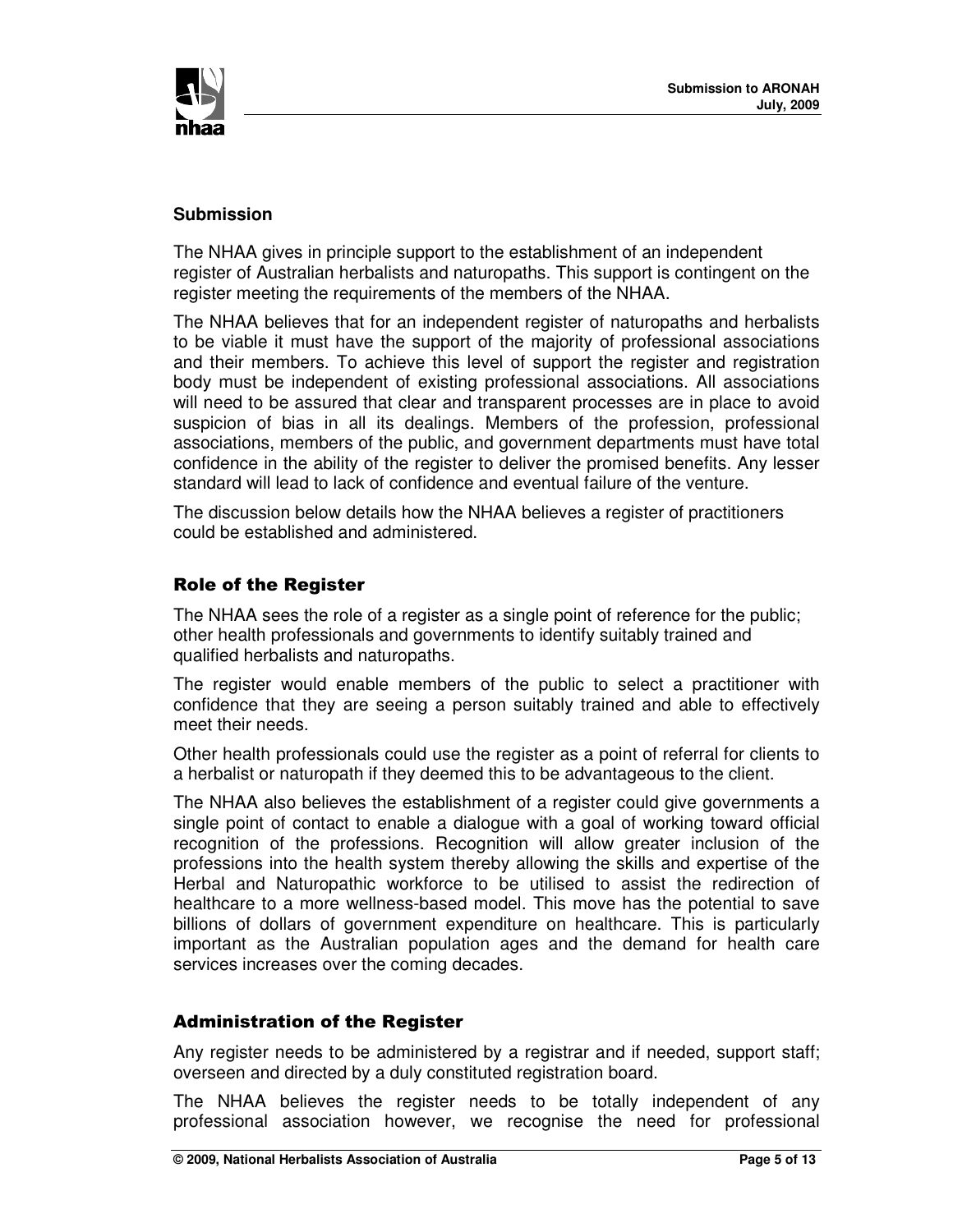## Submission

The NHAA gives in principle support to the establishment of an independent register of Australian herbalists and naturopaths. This support is contingent on the register meeting the requirements of the members of the NHAA.

The NHAA believes that for an independent register of naturopaths and herbalists to be viable it must have the support of the majority of professional associations and their members. To achieve this level of support the register and registration body must be independent of existing professional associations. All associations will need to be assured that clear and transparent processes are in place to avoid suspicion of bias in all its dealings. Members of the profession, professional associations, members of the public, and government departments must have total confidence in the ability of the register to deliver the promised benefits. Any lesser standard will lead to lack of confidence and eventual failure of the venture.

The discussion below details how the NHAA believes a register of practitioners could be established and administered.

## Role of the Register

The NHAA sees the role of a register as a single point of reference for the public; other health professionals and governments to identify suitably trained and qualified herbalists and naturopaths.

The register would enable members of the public to select a practitioner with confidence that they are seeing a person suitably trained and able to effectively meet their needs.

Other health professionals could use the register as a point of referral for clients to a herbalist or naturopath if they deemed this to be advantageous to the client.

The NHAA also believes the establishment of a register could give governments a single point of contact to enable a dialogue with a goal of working toward official recognition of the professions. Recognition will allow greater inclusion of the professions into the health system thereby allowing the skills and expertise of the Herbal and Naturopathic workforce to be utilised to assist the redirection of healthcare to a more wellness-based model. This move has the potential to save billions of dollars of government expenditure on healthcare. This is particularly important as the Australian population ages and the demand for health care services increases over the coming decades.

## Administration of the Register

Any register needs to be administered by a registrar and if needed, support staff; overseen and directed by a duly constituted registration board.

The NHAA believes the register needs to be totally independent of any professional association however, we recognise the need for professional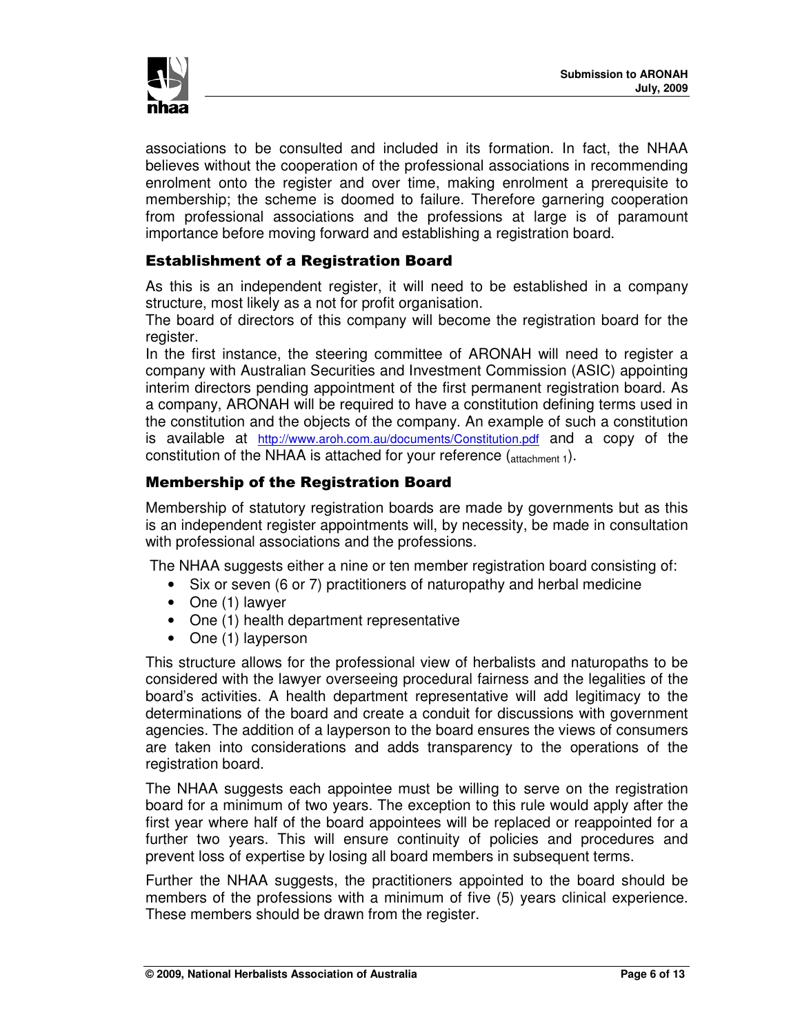associations to be consulted and included in its formation. In fact, the NHAA believes without the cooperation of the professional associations in recommending enrolment onto the register and over time, making enrolment a prerequisite to membership; the scheme is doomed to failure. Therefore garnering cooperation from professional associations and the professions at large is of paramount importance before moving forward and establishing a registration board.

### Establishment of a Registration Board

As this is an independent register, it will need to be established in a company structure, most likely as a not for profit organisation.

The board of directors of this company will become the registration board for the register.

In the first instance, the steering committee of ARONAH will need to register a company with Australian Securities and Investment Commission (ASIC) appointing interim directors pending appointment of the first permanent registration board. As a company, ARONAH will be required to have a constitution defining terms used in the constitution and the objects of the company. An example of such a constitution is available at http://www.aroh.com.au/documents/Constitution.pdf and a copy of the constitution of the NHAA is attached for your reference (attachment 1).

### Membership of the Registration Board

Membership of statutory registration boards are made by governments but as this is an independent register appointments will, by necessity, be made in consultation with professional associations and the professions.

The NHAA suggests either a nine or ten member registration board consisting of:

- Six or seven (6 or 7) practitioners of naturopathy and herbal medicine
- One (1) lawyer
- One (1) health department representative
- One (1) layperson

This structure allows for the professional view of herbalists and naturopaths to be considered with the lawyer overseeing procedural fairness and the legalities of the board's activities. A health department representative will add legitimacy to the determinations of the board and create a conduit for discussions with government agencies. The addition of a layperson to the board ensures the views of consumers are taken into considerations and adds transparency to the operations of the registration board.

The NHAA suggests each appointee must be willing to serve on the registration board for a minimum of two years. The exception to this rule would apply after the first year where half of the board appointees will be replaced or reappointed for a further two years. This will ensure continuity of policies and procedures and prevent loss of expertise by losing all board members in subsequent terms.

Further the NHAA suggests, the practitioners appointed to the board should be members of the professions with a minimum of five (5) years clinical experience. These members should be drawn from the register.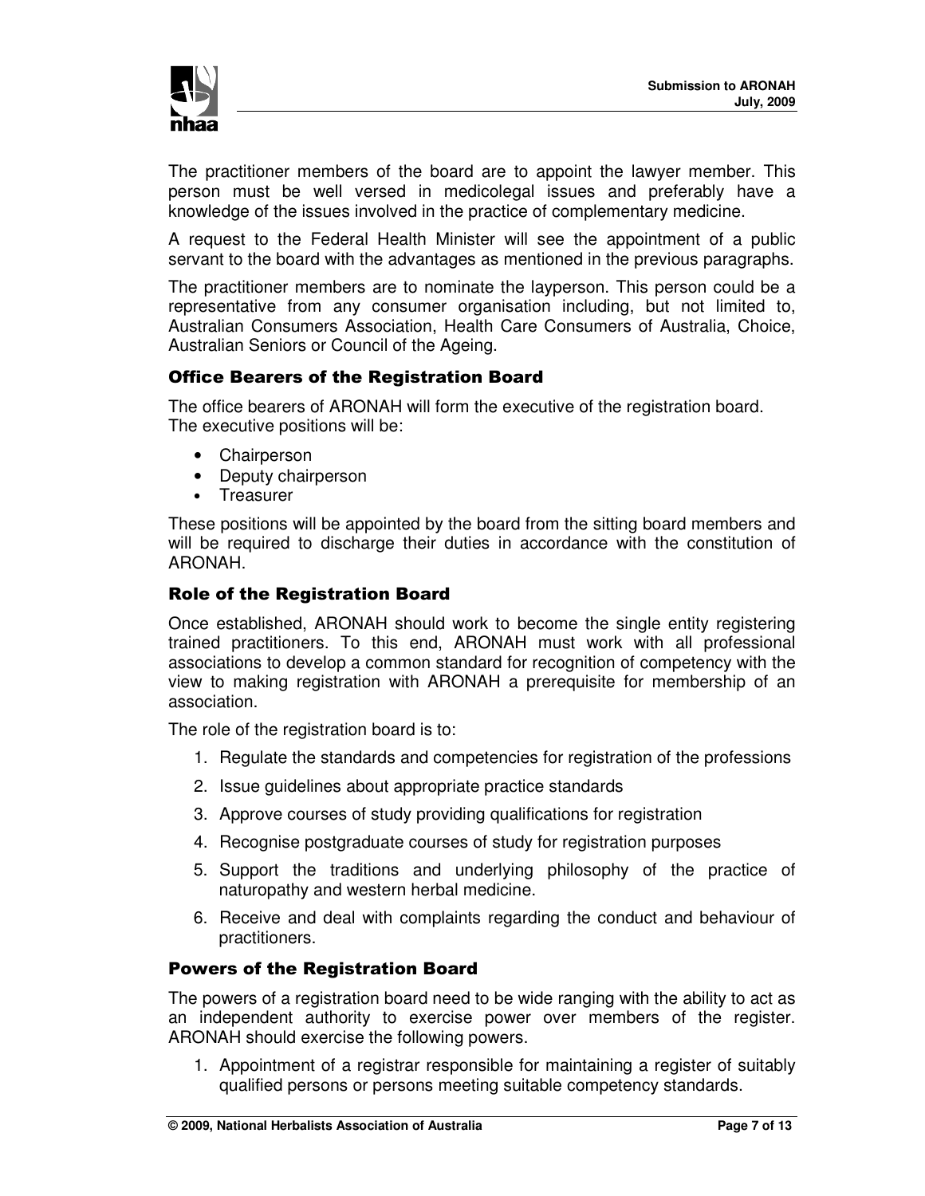The practitioner members of the board are to appoint the lawyer member. This person must be well versed in medicolegal issues and preferably have a knowledge of the issues involved in the practice of complementary medicine.

A request to the Federal Health Minister will see the appointment of a public servant to the board with the advantages as mentioned in the previous paragraphs.

The practitioner members are to nominate the layperson. This person could be a representative from any consumer organisation including, but not limited to, Australian Consumers Association, Health Care Consumers of Australia, Choice, Australian Seniors or Council of the Ageing.

### Office Bearers of the Registration Board

The office bearers of ARONAH will form the executive of the registration board. The executive positions will be:

- Chairperson
- Deputy chairperson
- Treasurer

These positions will be appointed by the board from the sitting board members and will be required to discharge their duties in accordance with the constitution of ARONAH.

### Role of the Registration Board

Once established, ARONAH should work to become the single entity registering trained practitioners. To this end, ARONAH must work with all professional associations to develop a common standard for recognition of competency with the view to making registration with ARONAH a prerequisite for membership of an association.

The role of the registration board is to:

1. Regulate the standards and competencies for registration of the professions
2. Issue guidelines about appropriate practice standards
3. Approve courses of study providing qualifications for registration
4. Recognise postgraduate courses of study for registration purposes
5. Support the traditions and underlying philosophy of the practice of naturopathy and western herbal medicine.
6. Receive and deal with complaints regarding the conduct and behaviour of practitioners.

### Powers of the Registration Board

The powers of a registration board need to be wide ranging with the ability to act as an independent authority to exercise power over members of the register. ARONAH should exercise the following powers.

1. Appointment of a registrar responsible for maintaining a register of suitably qualified persons or persons meeting suitable competency standards.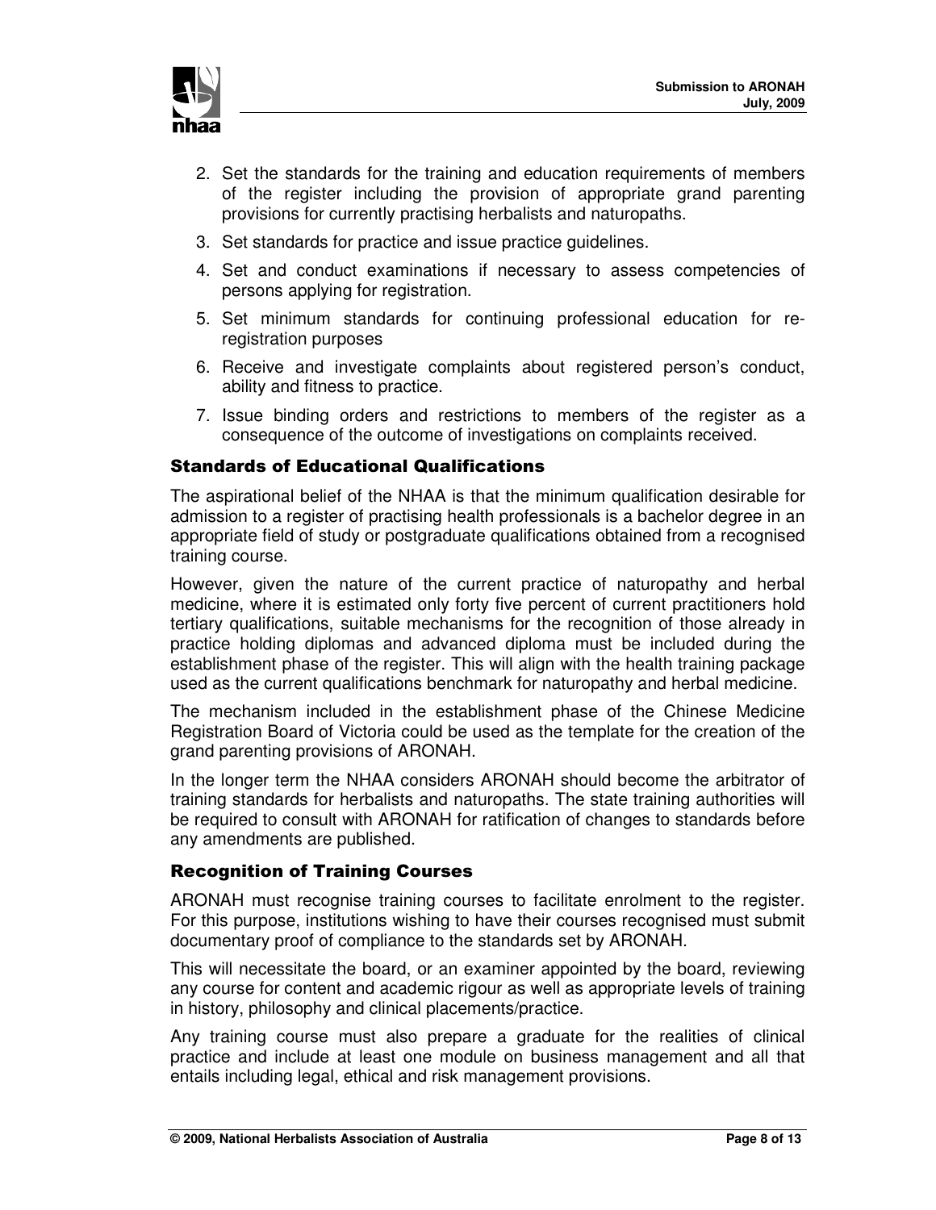2. Set the standards for the training and education requirements of members of the register including the provision of appropriate grand parenting provisions for currently practising herbalists and naturopaths.
3. Set standards for practice and issue practice guidelines.
4. Set and conduct examinations if necessary to assess competencies of persons applying for registration.
5. Set minimum standards for continuing professional education for re-registration purposes
6. Receive and investigate complaints about registered person's conduct, ability and fitness to practice.
7. Issue binding orders and restrictions to members of the register as a consequence of the outcome of investigations on complaints received.

### Standards of Educational Qualifications

The aspirational belief of the NHAA is that the minimum qualification desirable for admission to a register of practising health professionals is a bachelor degree in an appropriate field of study or postgraduate qualifications obtained from a recognised training course.

However, given the nature of the current practice of naturopathy and herbal medicine, where it is estimated only forty five percent of current practitioners hold tertiary qualifications, suitable mechanisms for the recognition of those already in practice holding diplomas and advanced diploma must be included during the establishment phase of the register. This will align with the health training package used as the current qualifications benchmark for naturopathy and herbal medicine.

The mechanism included in the establishment phase of the Chinese Medicine Registration Board of Victoria could be used as the template for the creation of the grand parenting provisions of ARONAH.

In the longer term the NHAA considers ARONAH should become the arbitrator of training standards for herbalists and naturopaths. The state training authorities will be required to consult with ARONAH for ratification of changes to standards before any amendments are published.

### Recognition of Training Courses

ARONAH must recognise training courses to facilitate enrolment to the register. For this purpose, institutions wishing to have their courses recognised must submit documentary proof of compliance to the standards set by ARONAH.

This will necessitate the board, or an examiner appointed by the board, reviewing any course for content and academic rigour as well as appropriate levels of training in history, philosophy and clinical placements/practice.

Any training course must also prepare a graduate for the realities of clinical practice and include at least one module on business management and all that entails including legal, ethical and risk management provisions.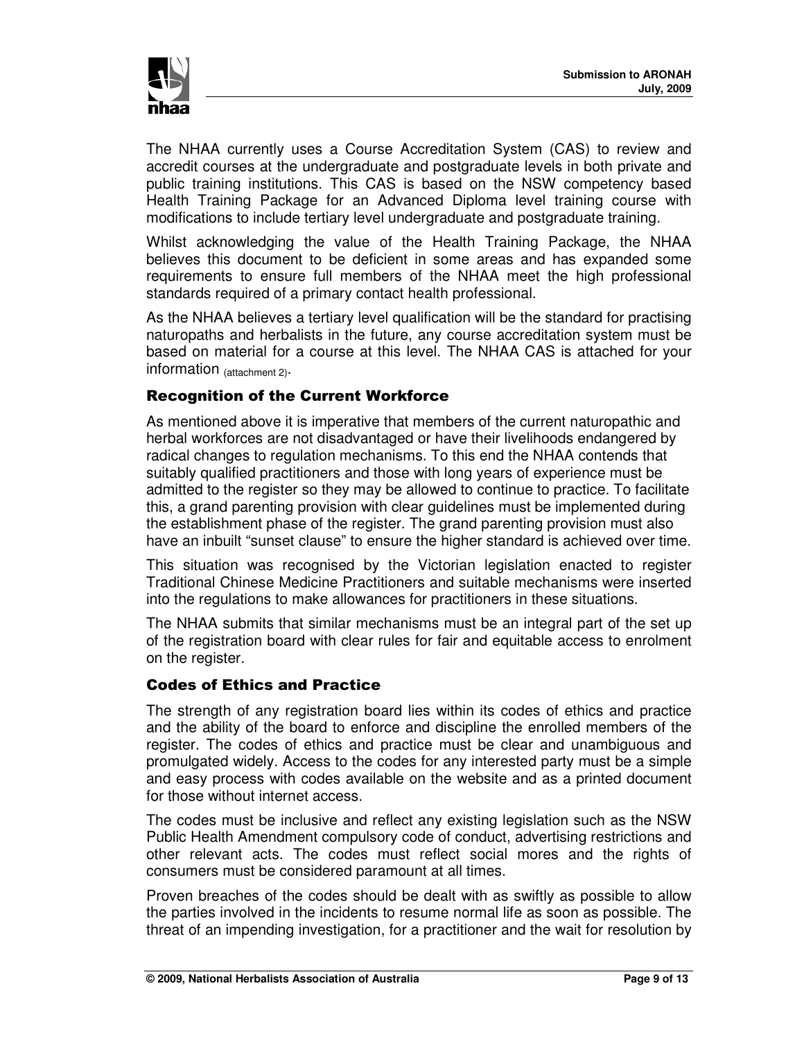The NHAA currently uses a Course Accreditation System (CAS) to review and accredit courses at the undergraduate and postgraduate levels in both private and public training institutions. This CAS is based on the NSW competency based Health Training Package for an Advanced Diploma level training course with modifications to include tertiary level undergraduate and postgraduate training.

Whilst acknowledging the value of the Health Training Package, the NHAA believes this document to be deficient in some areas and has expanded some requirements to ensure full members of the NHAA meet the high professional standards required of a primary contact health professional.

As the NHAA believes a tertiary level qualification will be the standard for practising naturopaths and herbalists in the future, any course accreditation system must be based on material for a course at this level. The NHAA CAS is attached for your information (attachment 2).

## Recognition of the Current Workforce

As mentioned above it is imperative that members of the current naturopathic and herbal workforces are not disadvantaged or have their livelihoods endangered by radical changes to regulation mechanisms. To this end the NHAA contends that suitably qualified practitioners and those with long years of experience must be admitted to the register so they may be allowed to continue to practice. To facilitate this, a grand parenting provision with clear guidelines must be implemented during the establishment phase of the register. The grand parenting provision must also have an inbuilt "sunset clause" to ensure the higher standard is achieved over time.

This situation was recognised by the Victorian legislation enacted to register Traditional Chinese Medicine Practitioners and suitable mechanisms were inserted into the regulations to make allowances for practitioners in these situations.

The NHAA submits that similar mechanisms must be an integral part of the set up of the registration board with clear rules for fair and equitable access to enrolment on the register.

## Codes of Ethics and Practice

The strength of any registration board lies within its codes of ethics and practice and the ability of the board to enforce and discipline the enrolled members of the register. The codes of ethics and practice must be clear and unambiguous and promulgated widely. Access to the codes for any interested party must be a simple and easy process with codes available on the website and as a printed document for those without internet access.

The codes must be inclusive and reflect any existing legislation such as the NSW Public Health Amendment compulsory code of conduct, advertising restrictions and other relevant acts. The codes must reflect social mores and the rights of consumers must be considered paramount at all times.

Proven breaches of the codes should be dealt with as swiftly as possible to allow the parties involved in the incidents to resume normal life as soon as possible. The threat of an impending investigation, for a practitioner and the wait for resolution by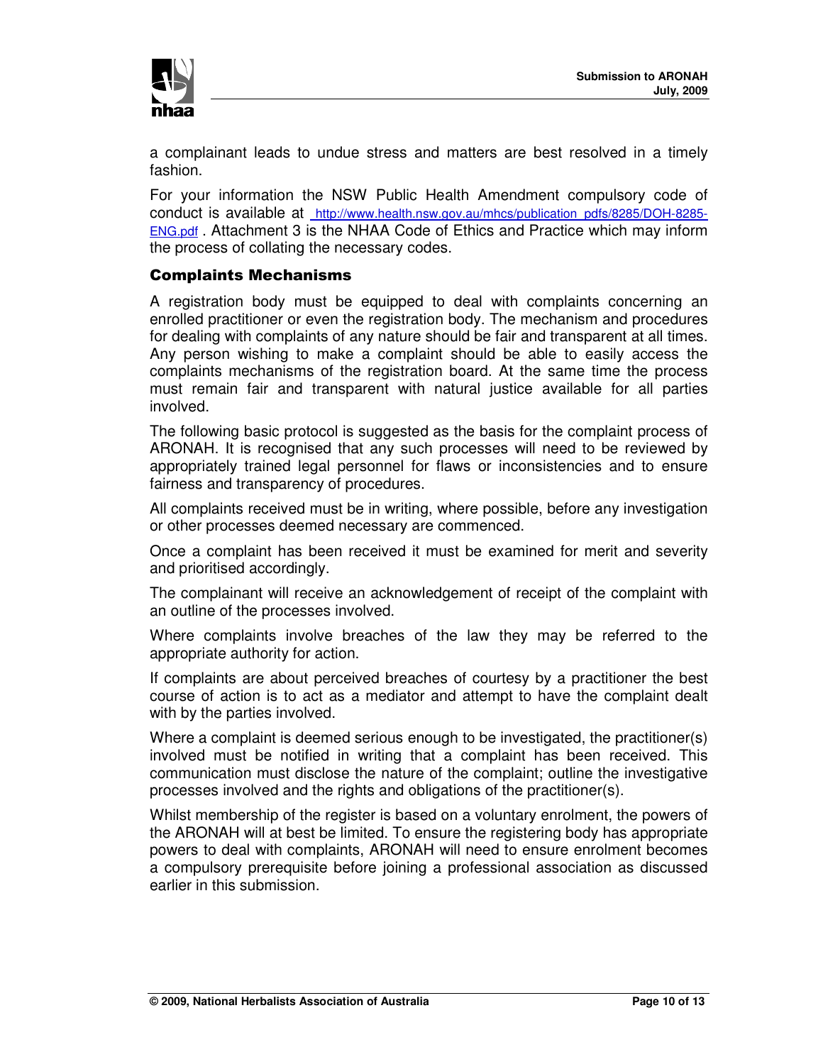a complainant leads to undue stress and matters are best resolved in a timely fashion.

For your information the NSW Public Health Amendment compulsory code of conduct is available at [http://www.health.nsw.gov.au/mhcs/publication_pdfs/8285/DOH-8285-ENG.pdf](http://www.health.nsw.gov.au/mhcs/publication_pdfs/8285/DOH-8285-ENG.pdf) . Attachment 3 is the NHAA Code of Ethics and Practice which may inform the process of collating the necessary codes.

## Complaints Mechanisms

A registration body must be equipped to deal with complaints concerning an enrolled practitioner or even the registration body. The mechanism and procedures for dealing with complaints of any nature should be fair and transparent at all times. Any person wishing to make a complaint should be able to easily access the complaints mechanisms of the registration board. At the same time the process must remain fair and transparent with natural justice available for all parties involved.

The following basic protocol is suggested as the basis for the complaint process of ARONAH. It is recognised that any such processes will need to be reviewed by appropriately trained legal personnel for flaws or inconsistencies and to ensure fairness and transparency of procedures.

All complaints received must be in writing, where possible, before any investigation or other processes deemed necessary are commenced.

Once a complaint has been received it must be examined for merit and severity and prioritised accordingly.

The complainant will receive an acknowledgement of receipt of the complaint with an outline of the processes involved.

Where complaints involve breaches of the law they may be referred to the appropriate authority for action.

If complaints are about perceived breaches of courtesy by a practitioner the best course of action is to act as a mediator and attempt to have the complaint dealt with by the parties involved.

Where a complaint is deemed serious enough to be investigated, the practitioner(s) involved must be notified in writing that a complaint has been received. This communication must disclose the nature of the complaint; outline the investigative processes involved and the rights and obligations of the practitioner(s).

Whilst membership of the register is based on a voluntary enrolment, the powers of the ARONAH will at best be limited. To ensure the registering body has appropriate powers to deal with complaints, ARONAH will need to ensure enrolment becomes a compulsory prerequisite before joining a professional association as discussed earlier in this submission.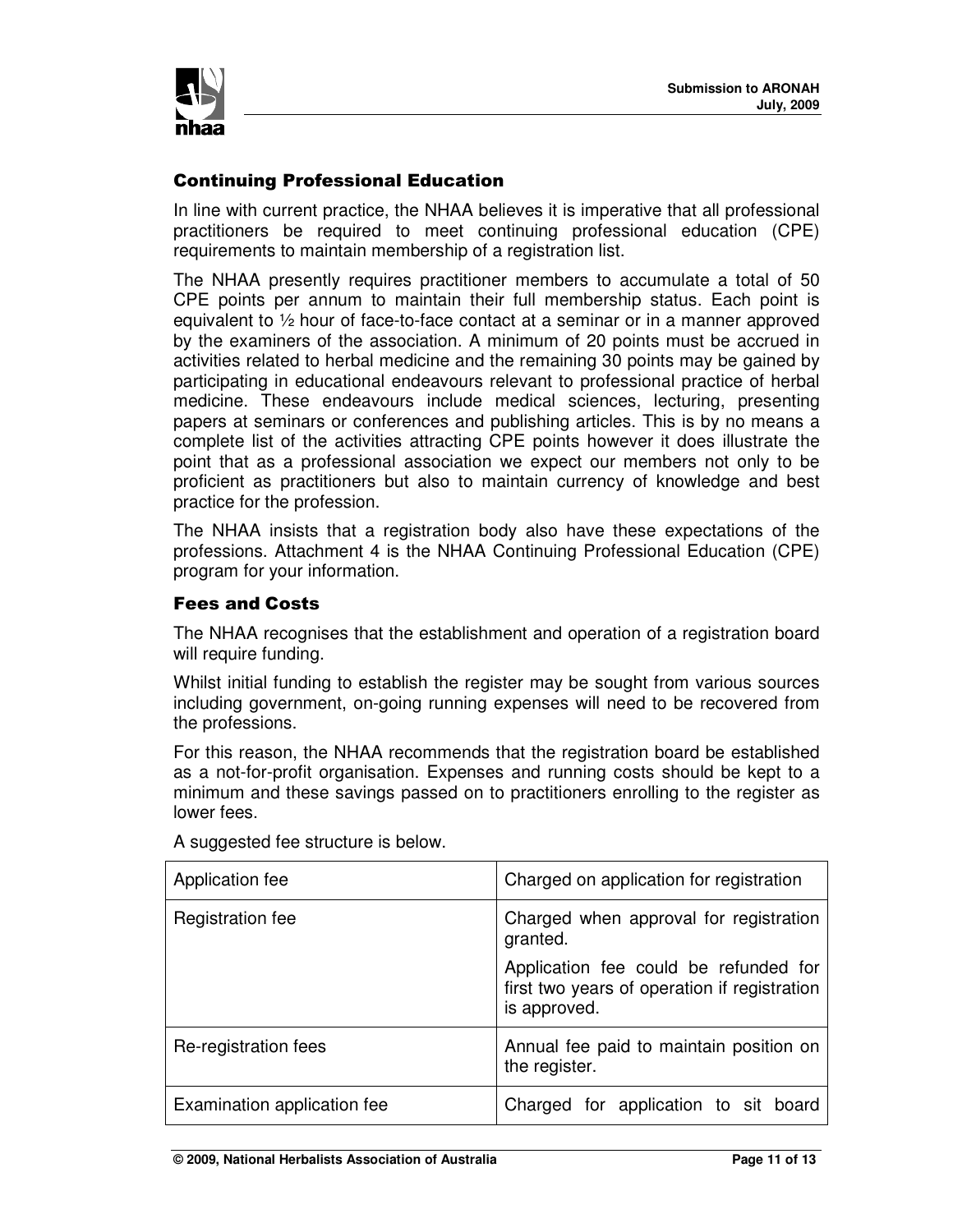## Continuing Professional Education

In line with current practice, the NHAA believes it is imperative that all professional practitioners be required to meet continuing professional education (CPE) requirements to maintain membership of a registration list.

The NHAA presently requires practitioner members to accumulate a total of 50 CPE points per annum to maintain their full membership status. Each point is equivalent to ½ hour of face-to-face contact at a seminar or in a manner approved by the examiners of the association. A minimum of 20 points must be accrued in activities related to herbal medicine and the remaining 30 points may be gained by participating in educational endeavours relevant to professional practice of herbal medicine. These endeavours include medical sciences, lecturing, presenting papers at seminars or conferences and publishing articles. This is by no means a complete list of the activities attracting CPE points however it does illustrate the point that as a professional association we expect our members not only to be proficient as practitioners but also to maintain currency of knowledge and best practice for the profession.

The NHAA insists that a registration body also have these expectations of the professions. Attachment 4 is the NHAA Continuing Professional Education (CPE) program for your information.

## Fees and Costs

The NHAA recognises that the establishment and operation of a registration board will require funding.

Whilst initial funding to establish the register may be sought from various sources including government, on-going running expenses will need to be recovered from the professions.

For this reason, the NHAA recommends that the registration board be established as a not-for-profit organisation. Expenses and running costs should be kept to a minimum and these savings passed on to practitioners enrolling to the register as lower fees.

A suggested fee structure is below.

| | |
|---|---|
| Application fee | Charged on application for registration |
| Registration fee | Charged when approval for registration granted.<br><br>Application fee could be refunded for first two years of operation if registration is approved. |
| Re-registration fees | Annual fee paid to maintain position on the register. |
| Examination application fee | Charged for application to sit board |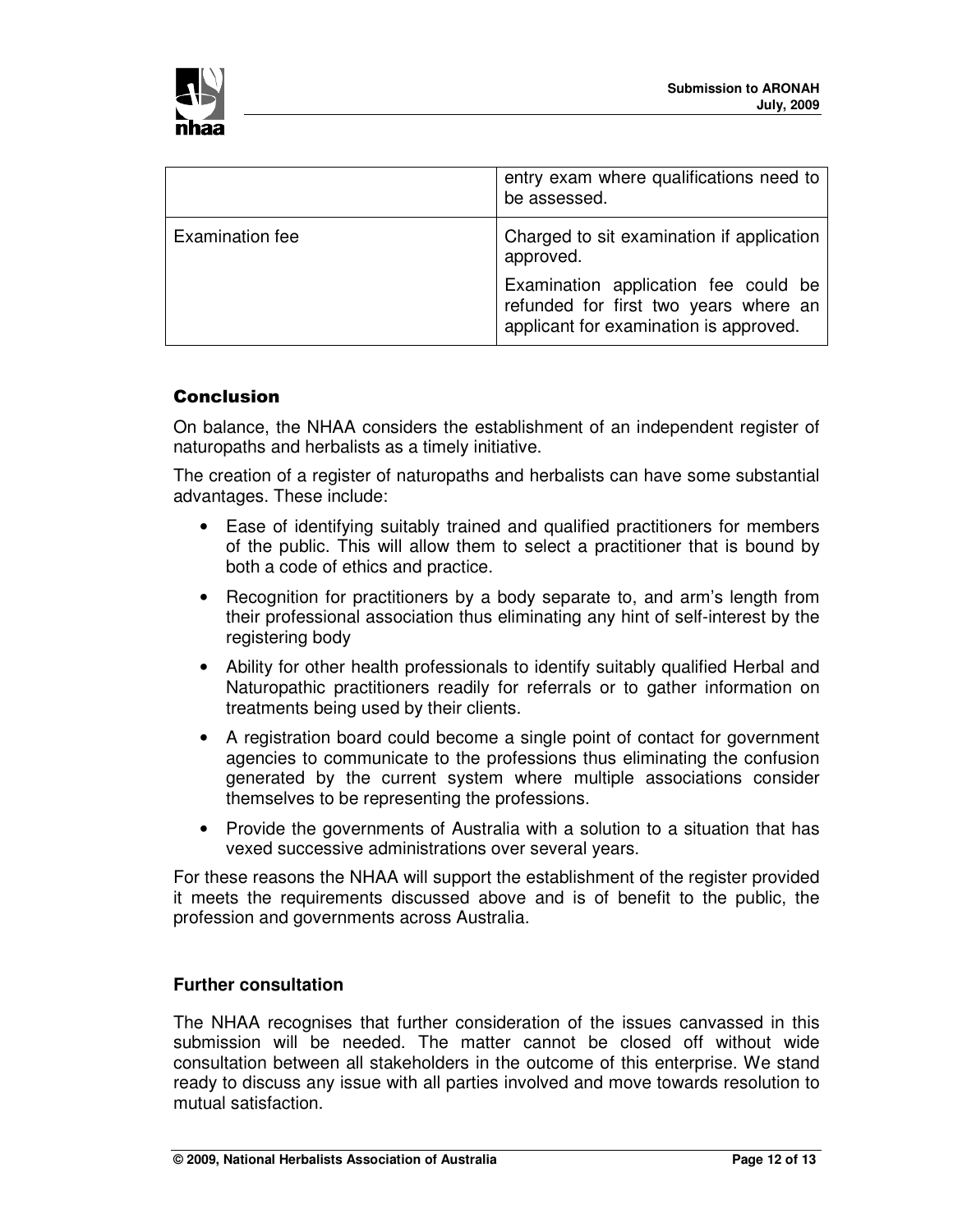| | |
|---|---|
| | entry exam where qualifications need to be assessed. |
| Examination fee | Charged to sit examination if application approved.<br><br>Examination application fee could be refunded for first two years where an applicant for examination is approved. |

## Conclusion

On balance, the NHAA considers the establishment of an independent register of naturopaths and herbalists as a timely initiative.

The creation of a register of naturopaths and herbalists can have some substantial advantages. These include:

- Ease of identifying suitably trained and qualified practitioners for members of the public. This will allow them to select a practitioner that is bound by both a code of ethics and practice.
- Recognition for practitioners by a body separate to, and arm's length from their professional association thus eliminating any hint of self-interest by the registering body
- Ability for other health professionals to identify suitably qualified Herbal and Naturopathic practitioners readily for referrals or to gather information on treatments being used by their clients.
- A registration board could become a single point of contact for government agencies to communicate to the professions thus eliminating the confusion generated by the current system where multiple associations consider themselves to be representing the professions.
- Provide the governments of Australia with a solution to a situation that has vexed successive administrations over several years.

For these reasons the NHAA will support the establishment of the register provided it meets the requirements discussed above and is of benefit to the public, the profession and governments across Australia.

## Further consultation

The NHAA recognises that further consideration of the issues canvassed in this submission will be needed. The matter cannot be closed off without wide consultation between all stakeholders in the outcome of this enterprise. We stand ready to discuss any issue with all parties involved and move towards resolution to mutual satisfaction.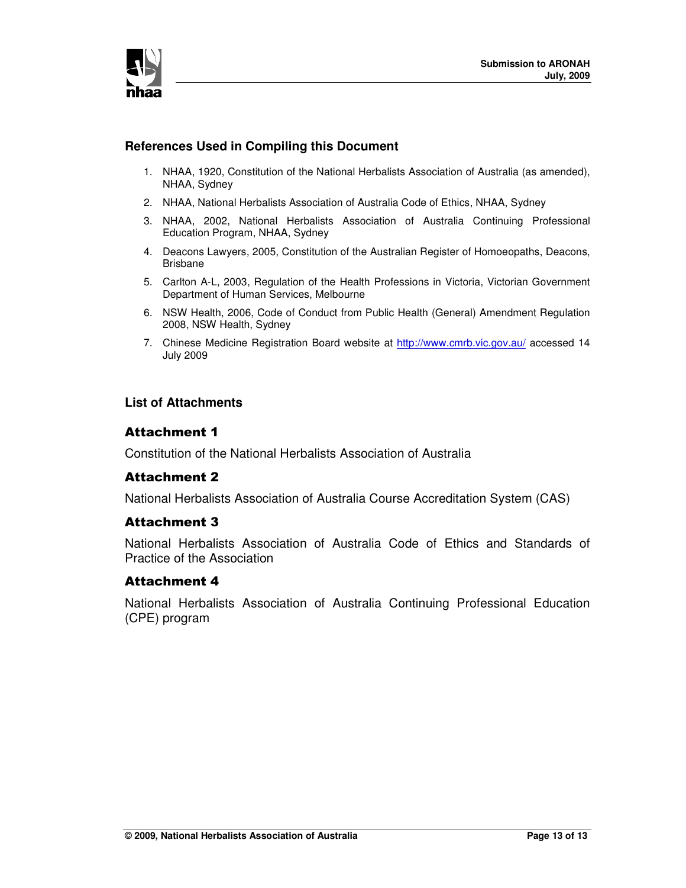## References Used in Compiling this Document

1. NHAA, 1920, Constitution of the National Herbalists Association of Australia (as amended), NHAA, Sydney
2. NHAA, National Herbalists Association of Australia Code of Ethics, NHAA, Sydney
3. NHAA, 2002, National Herbalists Association of Australia Continuing Professional Education Program, NHAA, Sydney
4. Deacons Lawyers, 2005, Constitution of the Australian Register of Homoeopaths, Deacons, Brisbane
5. Carlton A-L, 2003, Regulation of the Health Professions in Victoria, Victorian Government Department of Human Services, Melbourne
6. NSW Health, 2006, Code of Conduct from Public Health (General) Amendment Regulation 2008, NSW Health, Sydney
7. Chinese Medicine Registration Board website at http://www.cmrb.vic.gov.au/ accessed 14 July 2009

## List of Attachments

### Attachment 1

Constitution of the National Herbalists Association of Australia

### Attachment 2

National Herbalists Association of Australia Course Accreditation System (CAS)

### Attachment 3

National Herbalists Association of Australia Code of Ethics and Standards of Practice of the Association

### Attachment 4

National Herbalists Association of Australia Continuing Professional Education (CPE) program